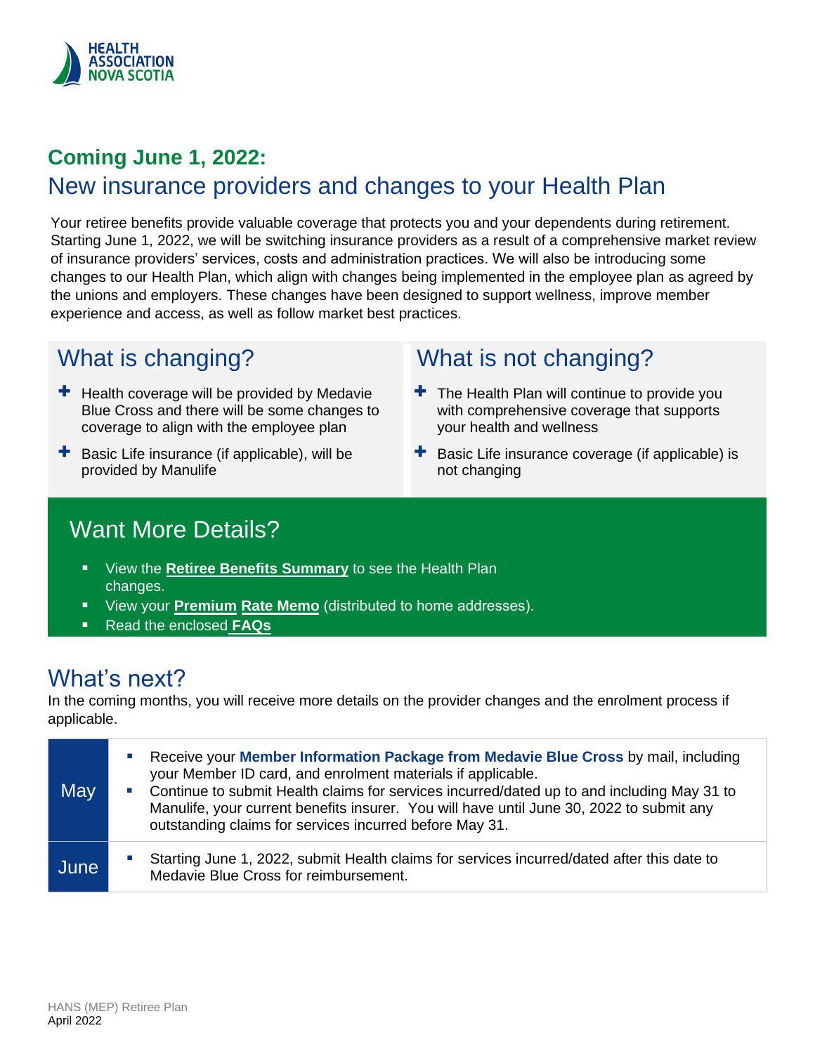HEALTH ASSOCIATION NOVA SCOTIA

## Coming June 1, 2022:

# New insurance providers and changes to your Health Plan

Your retiree benefits provide valuable coverage that protects you and your dependents during retirement. Starting June 1, 2022, we will be switching insurance providers as a result of a comprehensive market review of insurance providers' services, costs and administration practices. We will also be introducing some changes to our Health Plan, which align with changes being implemented in the employee plan as agreed by the unions and employers. These changes have been designed to support wellness, improve member experience and access, as well as follow market best practices.

## What is changing?

- Health coverage will be provided by Medavie Blue Cross and there will be some changes to coverage to align with the employee plan
- Basic Life insurance (if applicable), will be provided by Manulife

## What is not changing?

- The Health Plan will continue to provide you with comprehensive coverage that supports your health and wellness
- Basic Life insurance coverage (if applicable) is not changing

## Want More Details?

- View the **Retiree Benefits Summary** to see the Health Plan changes.
- View your **Premium Rate Memo** (distributed to home addresses).
- Read the enclosed **FAQs**

## What's next?

In the coming months, you will receive more details on the provider changes and the enrolment process if applicable.

| | |
|---|---|
| May | - Receive your **Member Information Package from Medavie Blue Cross** by mail, including your Member ID card, and enrolment materials if applicable.<br>- Continue to submit Health claims for services incurred/dated up to and including May 31 to Manulife, your current benefits insurer. You will have until June 30, 2022 to submit any outstanding claims for services incurred before May 31. |
| June | - Starting June 1, 2022, submit Health claims for services incurred/dated after this date to Medavie Blue Cross for reimbursement. |

HANS (MEP) Retiree Plan
April 2022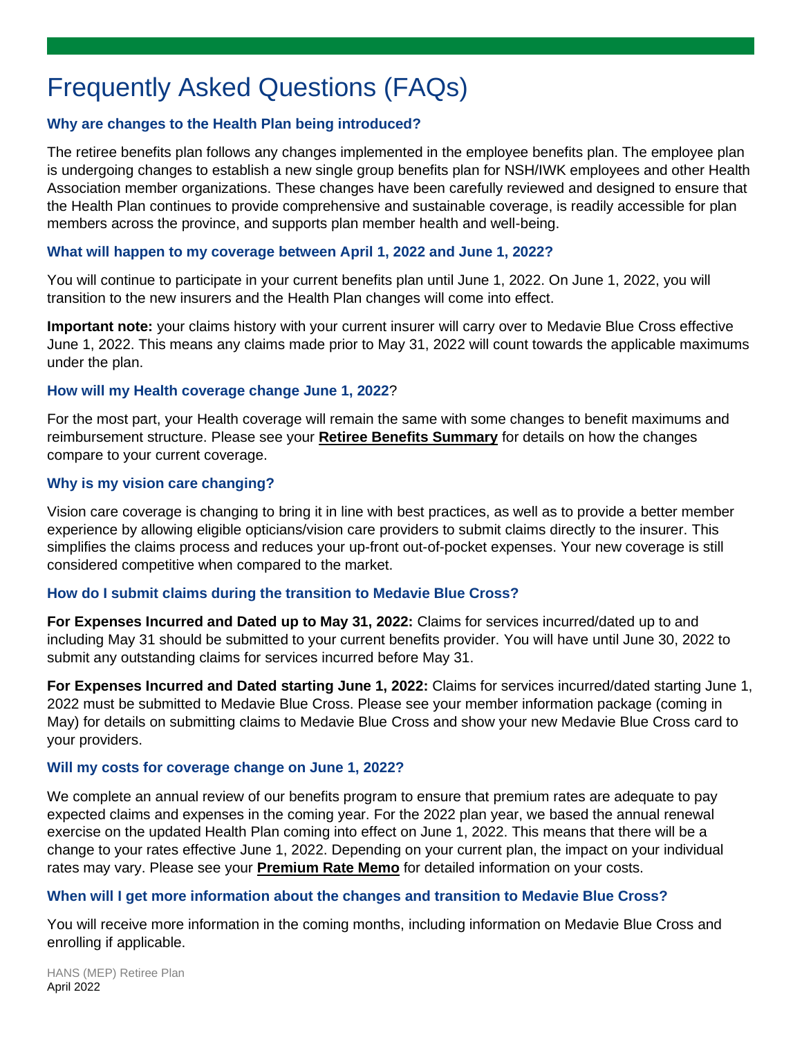# Frequently Asked Questions (FAQs)

### Why are changes to the Health Plan being introduced?

The retiree benefits plan follows any changes implemented in the employee benefits plan. The employee plan is undergoing changes to establish a new single group benefits plan for NSH/IWK employees and other Health Association member organizations. These changes have been carefully reviewed and designed to ensure that the Health Plan continues to provide comprehensive and sustainable coverage, is readily accessible for plan members across the province, and supports plan member health and well-being.

### What will happen to my coverage between April 1, 2022 and June 1, 2022?

You will continue to participate in your current benefits plan until June 1, 2022. On June 1, 2022, you will transition to the new insurers and the Health Plan changes will come into effect.

**Important note:** your claims history with your current insurer will carry over to Medavie Blue Cross effective June 1, 2022. This means any claims made prior to May 31, 2022 will count towards the applicable maximums under the plan.

### How will my Health coverage change June 1, 2022?

For the most part, your Health coverage will remain the same with some changes to benefit maximums and reimbursement structure. Please see your **Retiree Benefits Summary** for details on how the changes compare to your current coverage.

### Why is my vision care changing?

Vision care coverage is changing to bring it in line with best practices, as well as to provide a better member experience by allowing eligible opticians/vision care providers to submit claims directly to the insurer. This simplifies the claims process and reduces your up-front out-of-pocket expenses. Your new coverage is still considered competitive when compared to the market.

### How do I submit claims during the transition to Medavie Blue Cross?

**For Expenses Incurred and Dated up to May 31, 2022:** Claims for services incurred/dated up to and including May 31 should be submitted to your current benefits provider. You will have until June 30, 2022 to submit any outstanding claims for services incurred before May 31.

**For Expenses Incurred and Dated starting June 1, 2022:** Claims for services incurred/dated starting June 1, 2022 must be submitted to Medavie Blue Cross. Please see your member information package (coming in May) for details on submitting claims to Medavie Blue Cross and show your new Medavie Blue Cross card to your providers.

### Will my costs for coverage change on June 1, 2022?

We complete an annual review of our benefits program to ensure that premium rates are adequate to pay expected claims and expenses in the coming year. For the 2022 plan year, we based the annual renewal exercise on the updated Health Plan coming into effect on June 1, 2022. This means that there will be a change to your rates effective June 1, 2022. Depending on your current plan, the impact on your individual rates may vary. Please see your **Premium Rate Memo** for detailed information on your costs.

### When will I get more information about the changes and transition to Medavie Blue Cross?

You will receive more information in the coming months, including information on Medavie Blue Cross and enrolling if applicable.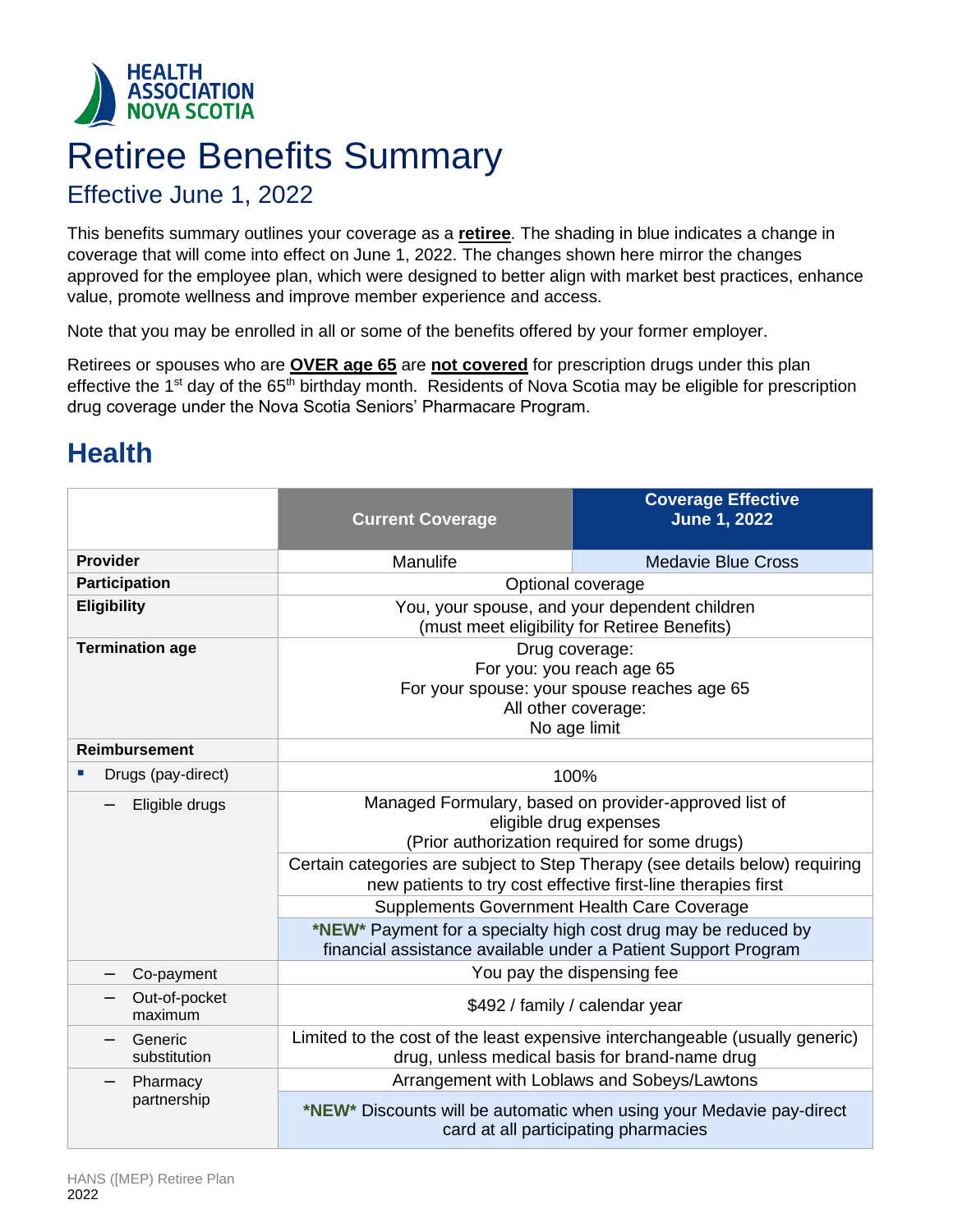HEALTH ASSOCIATION NOVA SCOTIA

# Retiree Benefits Summary

## Effective June 1, 2022

This benefits summary outlines your coverage as a **retiree**. The shading in blue indicates a change in coverage that will come into effect on June 1, 2022. The changes shown here mirror the changes approved for the employee plan, which were designed to better align with market best practices, enhance value, promote wellness and improve member experience and access.

Note that you may be enrolled in all or some of the benefits offered by your former employer.

Retirees or spouses who are **OVER age 65** are **not covered** for prescription drugs under this plan effective the 1st day of the 65th birthday month. Residents of Nova Scotia may be eligible for prescription drug coverage under the Nova Scotia Seniors' Pharmacare Program.

## Health

| | Current Coverage | Coverage Effective June 1, 2022 |
|---|---|---|
| **Provider** | Manulife | Medavie Blue Cross |
| **Participation** | Optional coverage | |
| **Eligibility** | You, your spouse, and your dependent children (must meet eligibility for Retiree Benefits) | |
| **Termination age** | Drug coverage: For you: you reach age 65 For your spouse: your spouse reaches age 65 All other coverage: No age limit | |
| **Reimbursement** | | |
| ▪ Drugs (pay-direct) | 100% | |
| – Eligible drugs | Managed Formulary, based on provider-approved list of eligible drug expenses (Prior authorization required for some drugs) | |
| | Certain categories are subject to Step Therapy (see details below) requiring new patients to try cost effective first-line therapies first | |
| | Supplements Government Health Care Coverage | |
| | **\*NEW\*** Payment for a specialty high cost drug may be reduced by financial assistance available under a Patient Support Program | |
| – Co-payment | You pay the dispensing fee | |
| – Out-of-pocket maximum | $492 / family / calendar year | |
| – Generic substitution | Limited to the cost of the least expensive interchangeable (usually generic) drug, unless medical basis for brand-name drug | |
| – Pharmacy partnership | Arrangement with Loblaws and Sobeys/Lawtons | |
| | **\*NEW\*** Discounts will be automatic when using your Medavie pay-direct card at all participating pharmacies | |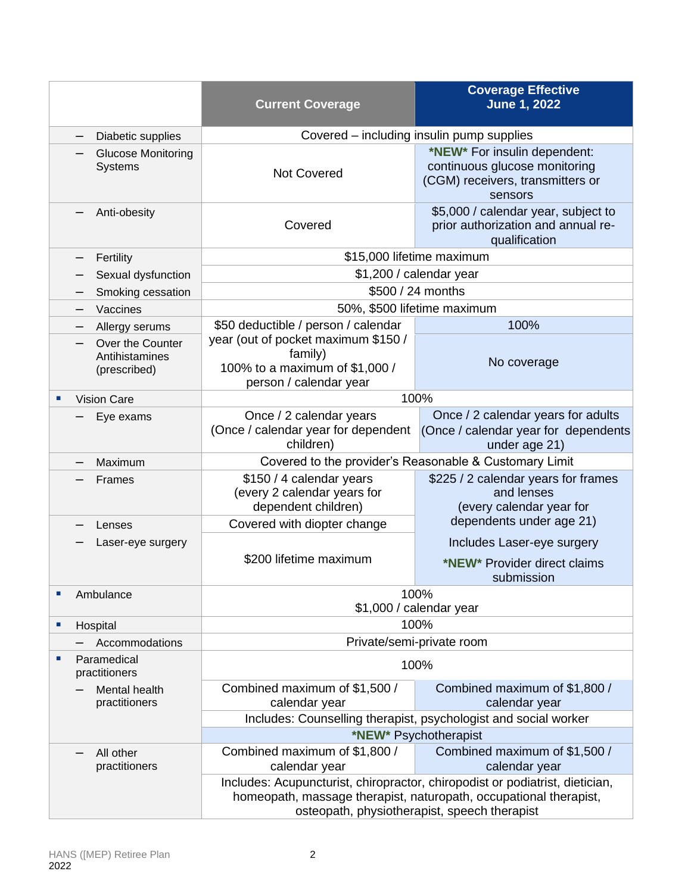| | Current Coverage | Coverage Effective June 1, 2022 |
|---|---|---|
| – Diabetic supplies | Covered – including insulin pump supplies | |
| – Glucose Monitoring Systems | Not Covered | ***NEW*** For insulin dependent: continuous glucose monitoring (CGM) receivers, transmitters or sensors |
| – Anti-obesity | Covered | $5,000 / calendar year, subject to prior authorization and annual re-qualification |
| – Fertility | $15,000 lifetime maximum | |
| – Sexual dysfunction | $1,200 / calendar year | |
| – Smoking cessation | $500 / 24 months | |
| – Vaccines | 50%, $500 lifetime maximum | |
| – Allergy serums | $50 deductible / person / calendar year (out of pocket maximum $150 / family) 100% to a maximum of $1,000 / person / calendar year | 100% |
| – Over the Counter Antihistamines (prescribed) | | No coverage |
| ▪ Vision Care | 100% | |
| – Eye exams | Once / 2 calendar years (Once / calendar year for dependent children) | Once / 2 calendar years for adults (Once / calendar year for dependents under age 21) |
| – Maximum | Covered to the provider's Reasonable & Customary Limit | |
| – Frames | $150 / 4 calendar years (every 2 calendar years for dependent children) | $225 / 2 calendar years for frames and lenses (every calendar year for dependents under age 21) |
| – Lenses | Covered with diopter change | |
| – Laser-eye surgery | $200 lifetime maximum | Includes Laser-eye surgery ***NEW*** Provider direct claims submission |
| ▪ Ambulance | 100% $1,000 / calendar year | |
| ▪ Hospital | 100% | |
| – Accommodations | Private/semi-private room | |
| ▪ Paramedical practitioners | 100% | |
| – Mental health practitioners | Combined maximum of $1,500 / calendar year | Combined maximum of $1,800 / calendar year |
| | Includes: Counselling therapist, psychologist and social worker | |
| | | ***NEW*** Psychotherapist |
| – All other practitioners | Combined maximum of $1,800 / calendar year | Combined maximum of $1,500 / calendar year |
| | Includes: Acupuncturist, chiropractor, chiropodist or podiatrist, dietician, homeopath, massage therapist, naturopath, occupational therapist, osteopath, physiotherapist, speech therapist | |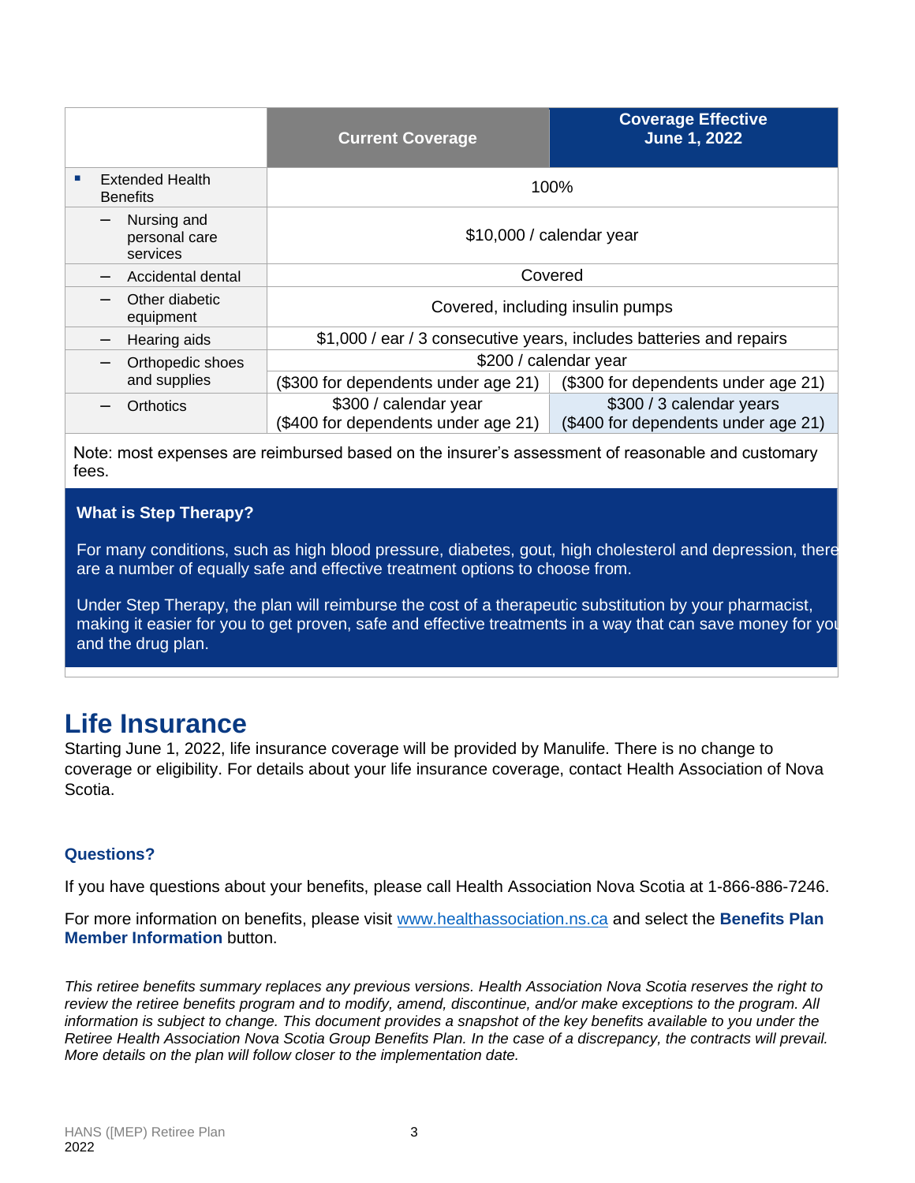| | Current Coverage | Coverage Effective June 1, 2022 |
|---|---|---|
| ▪ Extended Health Benefits | 100% | |
| – Nursing and personal care services | $10,000 / calendar year | |
| – Accidental dental | Covered | |
| – Other diabetic equipment | Covered, including insulin pumps | |
| – Hearing aids | $1,000 / ear / 3 consecutive years, includes batteries and repairs | |
| – Orthopedic shoes and supplies | $200 / calendar year<br>($300 for dependents under age 21) | ($300 for dependents under age 21) |
| – Orthotics | $300 / calendar year<br>($400 for dependents under age 21) | $300 / 3 calendar years<br>($400 for dependents under age 21) |

Note: most expenses are reimbursed based on the insurer's assessment of reasonable and customary fees.

**What is Step Therapy?**

For many conditions, such as high blood pressure, diabetes, gout, high cholesterol and depression, there are a number of equally safe and effective treatment options to choose from.

Under Step Therapy, the plan will reimburse the cost of a therapeutic substitution by your pharmacist, making it easier for you to get proven, safe and effective treatments in a way that can save money for you and the drug plan.

# Life Insurance

Starting June 1, 2022, life insurance coverage will be provided by Manulife. There is no change to coverage or eligibility. For details about your life insurance coverage, contact Health Association of Nova Scotia.

### Questions?

If you have questions about your benefits, please call Health Association Nova Scotia at 1-866-886-7246.

For more information on benefits, please visit www.healthassociation.ns.ca and select the **Benefits Plan Member Information** button.

*This retiree benefits summary replaces any previous versions. Health Association Nova Scotia reserves the right to review the retiree benefits program and to modify, amend, discontinue, and/or make exceptions to the program. All information is subject to change. This document provides a snapshot of the key benefits available to you under the Retiree Health Association Nova Scotia Group Benefits Plan. In the case of a discrepancy, the contracts will prevail. More details on the plan will follow closer to the implementation date.*